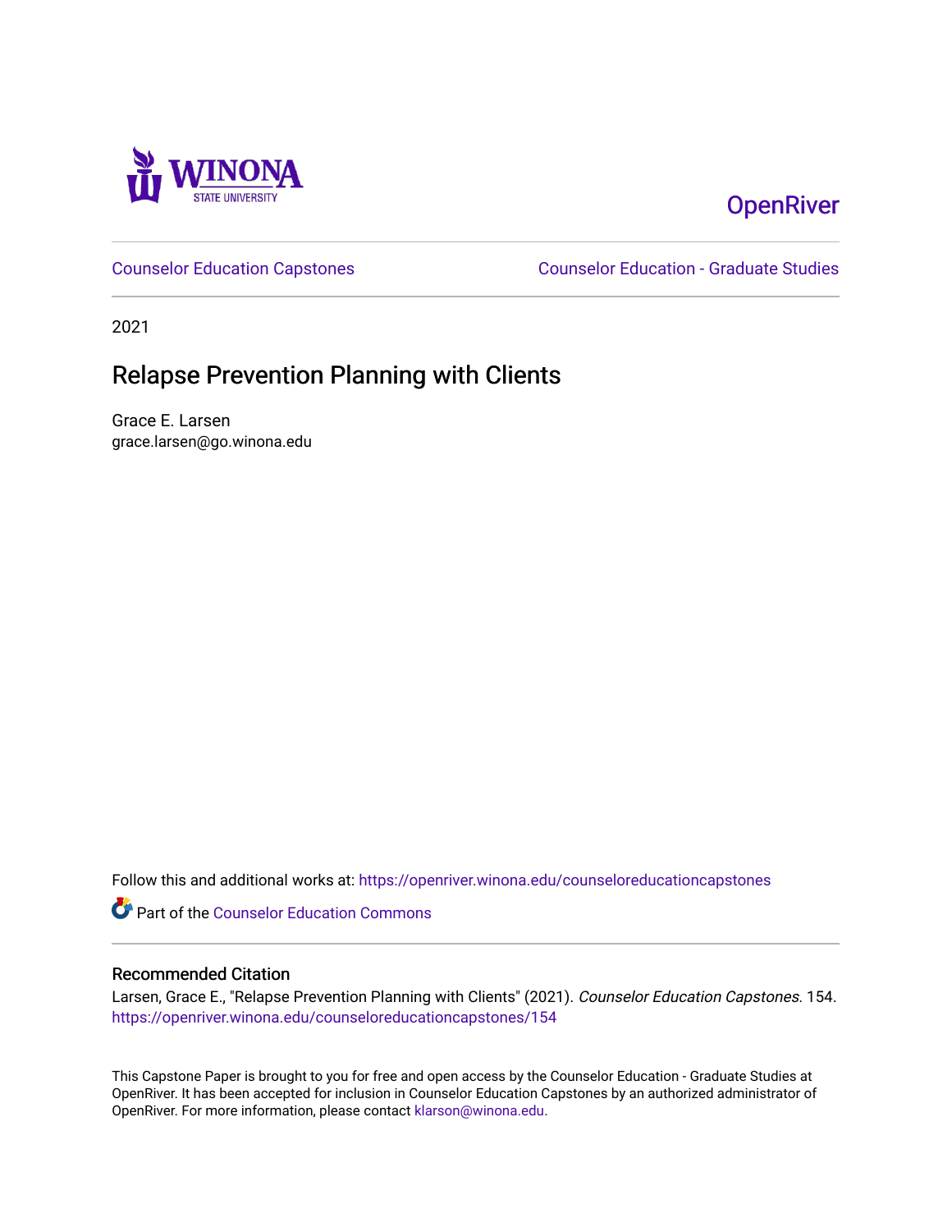OpenRiver

Counselor Education Capstones

Counselor Education - Graduate Studies

2021

# Relapse Prevention Planning with Clients

Grace E. Larsen
grace.larsen@go.winona.edu

Follow this and additional works at: https://openriver.winona.edu/counseloreducationcapstones

Part of the Counselor Education Commons

## Recommended Citation

Larsen, Grace E., "Relapse Prevention Planning with Clients" (2021). *Counselor Education Capstones*. 154.
https://openriver.winona.edu/counseloreducationcapstones/154

This Capstone Paper is brought to you for free and open access by the Counselor Education - Graduate Studies at OpenRiver. It has been accepted for inclusion in Counselor Education Capstones by an authorized administrator of OpenRiver. For more information, please contact klarson@winona.edu.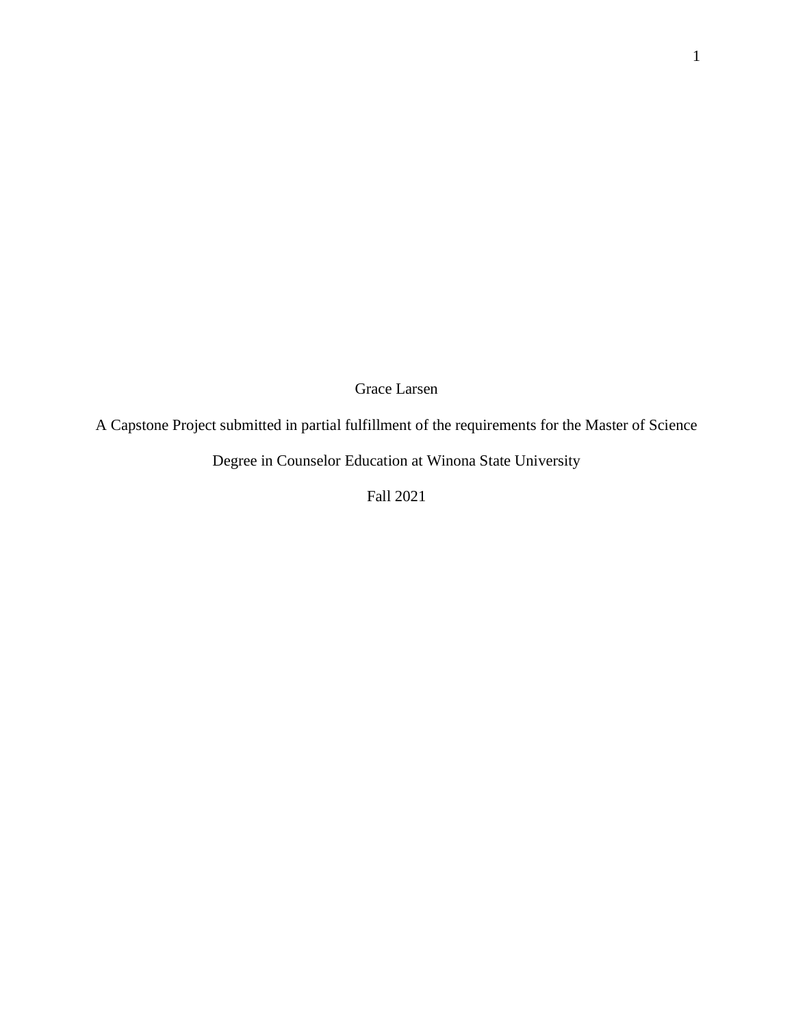Grace Larsen

A Capstone Project submitted in partial fulfillment of the requirements for the Master of Science Degree in Counselor Education at Winona State University

Fall 2021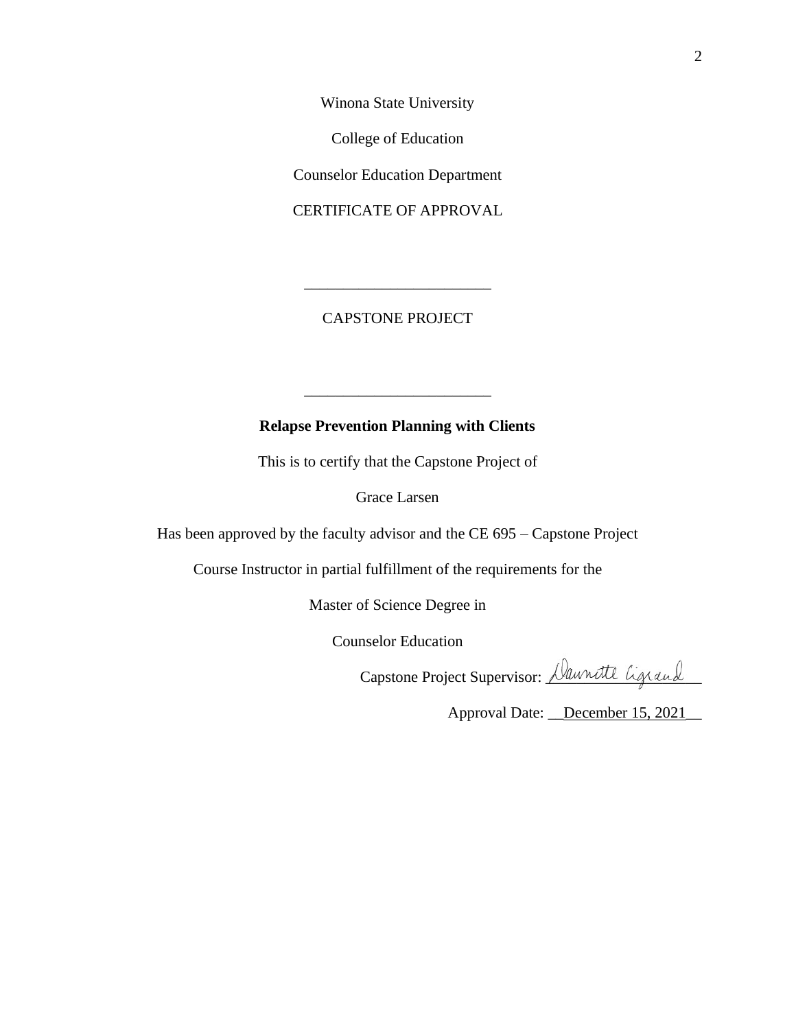Winona State University

College of Education

Counselor Education Department

CERTIFICATE OF APPROVAL

________________________

CAPSTONE PROJECT

________________________

**Relapse Prevention Planning with Clients**

This is to certify that the Capstone Project of

Grace Larsen

Has been approved by the faculty advisor and the CE 695 – Capstone Project

Course Instructor in partial fulfillment of the requirements for the

Master of Science Degree in

Counselor Education

Capstone Project Supervisor: Dawnette Cigrand

Approval Date: __December 15, 2021__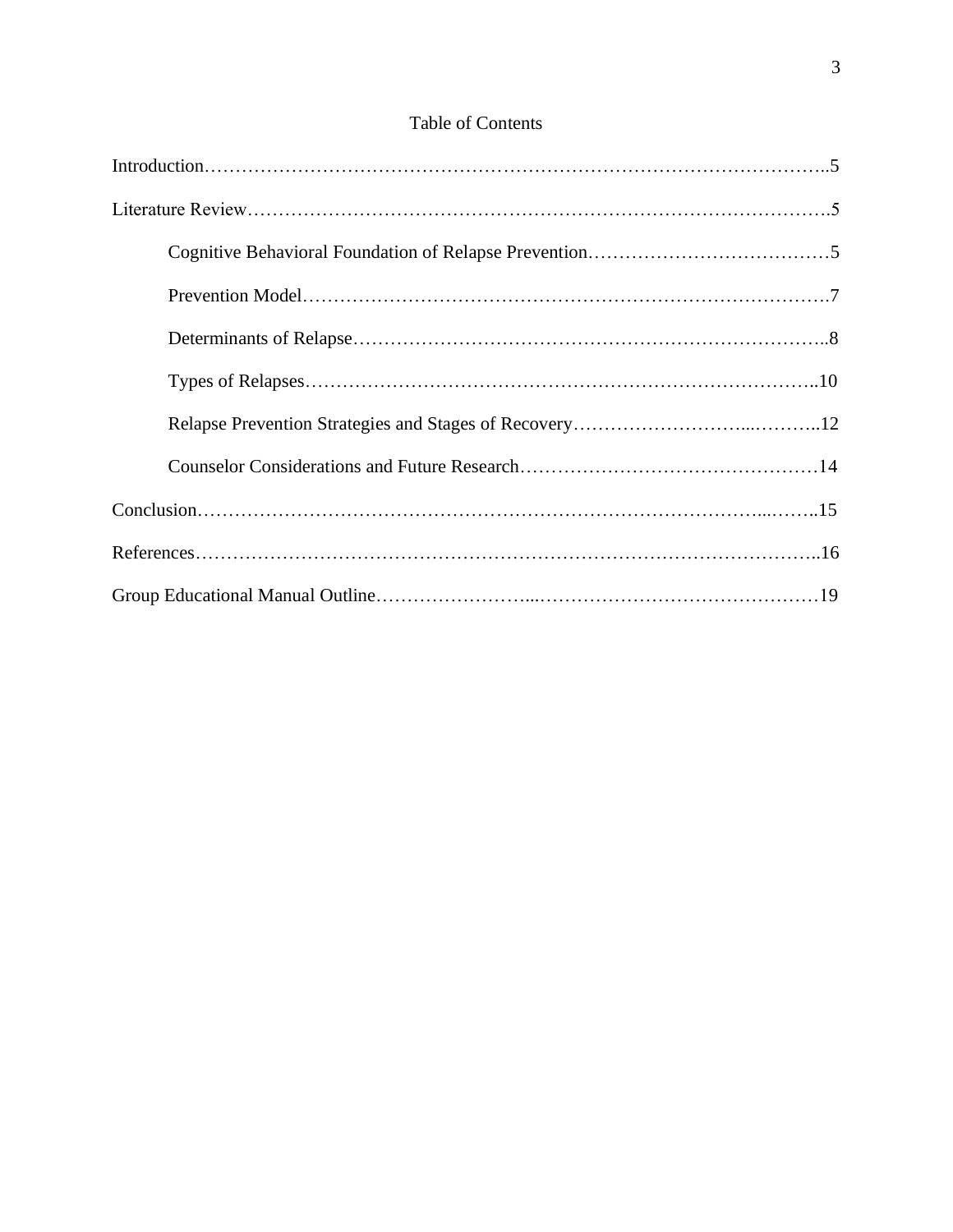# Table of Contents

Introduction……………………………………………………………………………………..5

Literature Review……………….……………………………………………….…………….5

- Cognitive Behavioral Foundation of Relapse Prevention…………………………………5
- Prevention Model…………………………………………………………………………….7
- Determinants of Relapse…………………………………………………………………..8
- Types of Relapses………………………………………………………………………..10
- Relapse Prevention Strategies and Stages of Recovery……………………….....………..12
- Counselor Considerations and Future Research…………………………………………14

Conclusion………………………………………………………………………………...……..15

References……………………………………………………………………………………..16

Group Educational Manual Outline…………………….....………………………………………19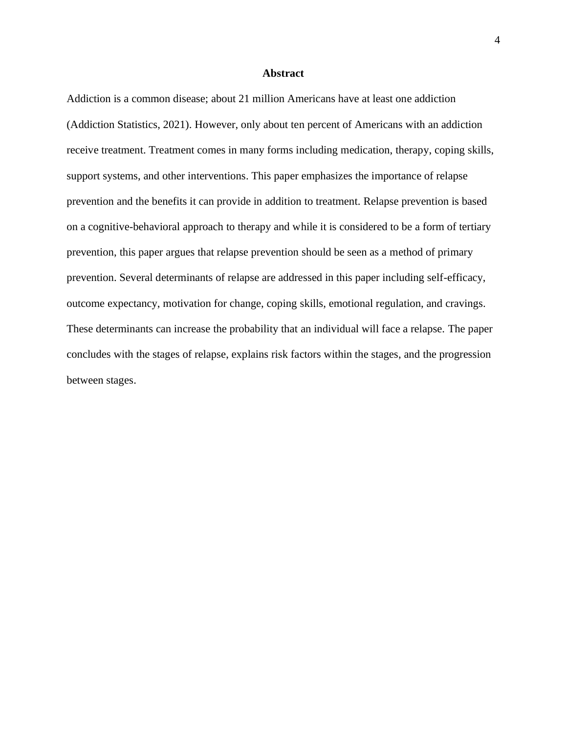# Abstract

Addiction is a common disease; about 21 million Americans have at least one addiction (Addiction Statistics, 2021). However, only about ten percent of Americans with an addiction receive treatment. Treatment comes in many forms including medication, therapy, coping skills, support systems, and other interventions. This paper emphasizes the importance of relapse prevention and the benefits it can provide in addition to treatment. Relapse prevention is based on a cognitive-behavioral approach to therapy and while it is considered to be a form of tertiary prevention, this paper argues that relapse prevention should be seen as a method of primary prevention. Several determinants of relapse are addressed in this paper including self-efficacy, outcome expectancy, motivation for change, coping skills, emotional regulation, and cravings. These determinants can increase the probability that an individual will face a relapse. The paper concludes with the stages of relapse, explains risk factors within the stages, and the progression between stages.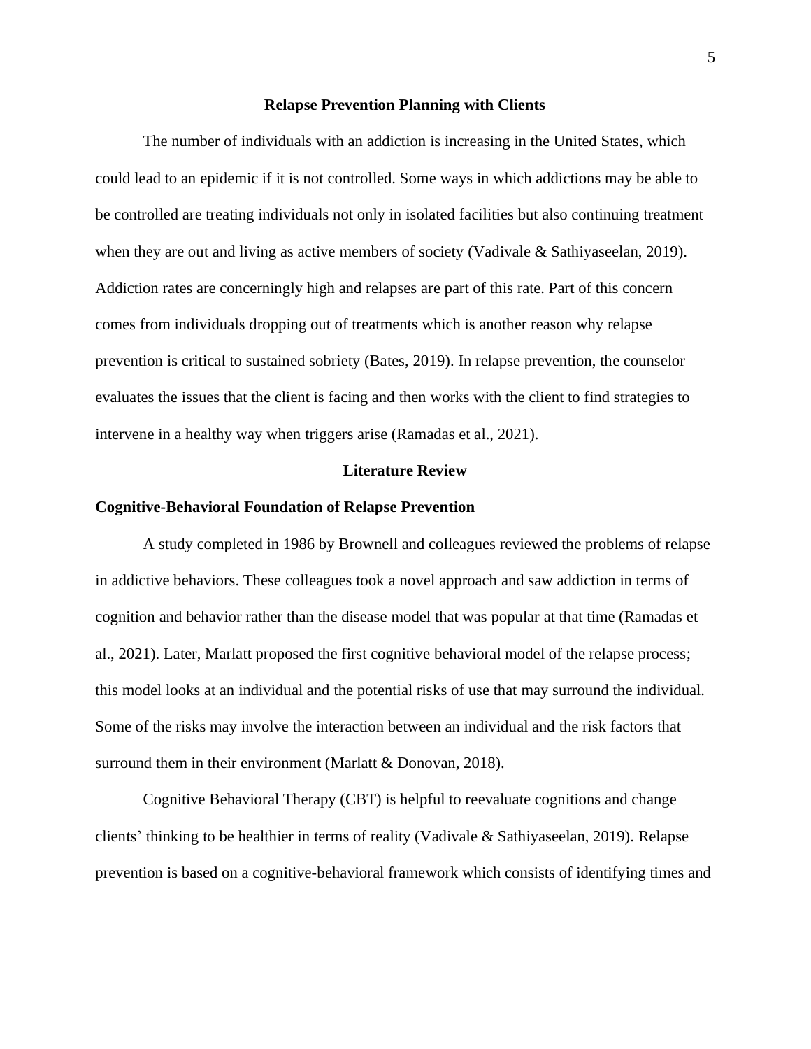## Relapse Prevention Planning with Clients

The number of individuals with an addiction is increasing in the United States, which could lead to an epidemic if it is not controlled. Some ways in which addictions may be able to be controlled are treating individuals not only in isolated facilities but also continuing treatment when they are out and living as active members of society (Vadivale & Sathiyaseelan, 2019). Addiction rates are concerningly high and relapses are part of this rate. Part of this concern comes from individuals dropping out of treatments which is another reason why relapse prevention is critical to sustained sobriety (Bates, 2019). In relapse prevention, the counselor evaluates the issues that the client is facing and then works with the client to find strategies to intervene in a healthy way when triggers arise (Ramadas et al., 2021).

## Literature Review

### Cognitive-Behavioral Foundation of Relapse Prevention

A study completed in 1986 by Brownell and colleagues reviewed the problems of relapse in addictive behaviors. These colleagues took a novel approach and saw addiction in terms of cognition and behavior rather than the disease model that was popular at that time (Ramadas et al., 2021). Later, Marlatt proposed the first cognitive behavioral model of the relapse process; this model looks at an individual and the potential risks of use that may surround the individual. Some of the risks may involve the interaction between an individual and the risk factors that surround them in their environment (Marlatt & Donovan, 2018).

Cognitive Behavioral Therapy (CBT) is helpful to reevaluate cognitions and change clients' thinking to be healthier in terms of reality (Vadivale & Sathiyaseelan, 2019). Relapse prevention is based on a cognitive-behavioral framework which consists of identifying times and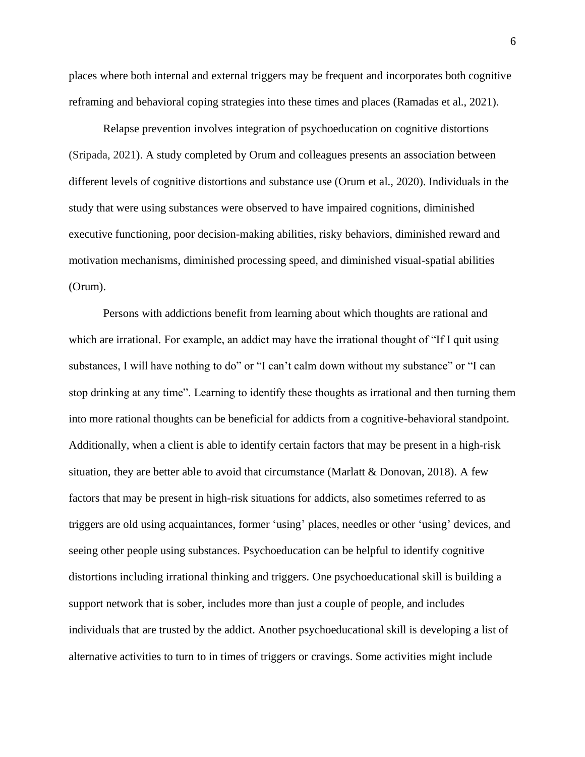places where both internal and external triggers may be frequent and incorporates both cognitive reframing and behavioral coping strategies into these times and places (Ramadas et al., 2021).

Relapse prevention involves integration of psychoeducation on cognitive distortions (Sripada, 2021). A study completed by Orum and colleagues presents an association between different levels of cognitive distortions and substance use (Orum et al., 2020). Individuals in the study that were using substances were observed to have impaired cognitions, diminished executive functioning, poor decision-making abilities, risky behaviors, diminished reward and motivation mechanisms, diminished processing speed, and diminished visual-spatial abilities (Orum).

Persons with addictions benefit from learning about which thoughts are rational and which are irrational. For example, an addict may have the irrational thought of "If I quit using substances, I will have nothing to do" or "I can't calm down without my substance" or "I can stop drinking at any time". Learning to identify these thoughts as irrational and then turning them into more rational thoughts can be beneficial for addicts from a cognitive-behavioral standpoint. Additionally, when a client is able to identify certain factors that may be present in a high-risk situation, they are better able to avoid that circumstance (Marlatt & Donovan, 2018). A few factors that may be present in high-risk situations for addicts, also sometimes referred to as triggers are old using acquaintances, former 'using' places, needles or other 'using' devices, and seeing other people using substances. Psychoeducation can be helpful to identify cognitive distortions including irrational thinking and triggers. One psychoeducational skill is building a support network that is sober, includes more than just a couple of people, and includes individuals that are trusted by the addict. Another psychoeducational skill is developing a list of alternative activities to turn to in times of triggers or cravings. Some activities might include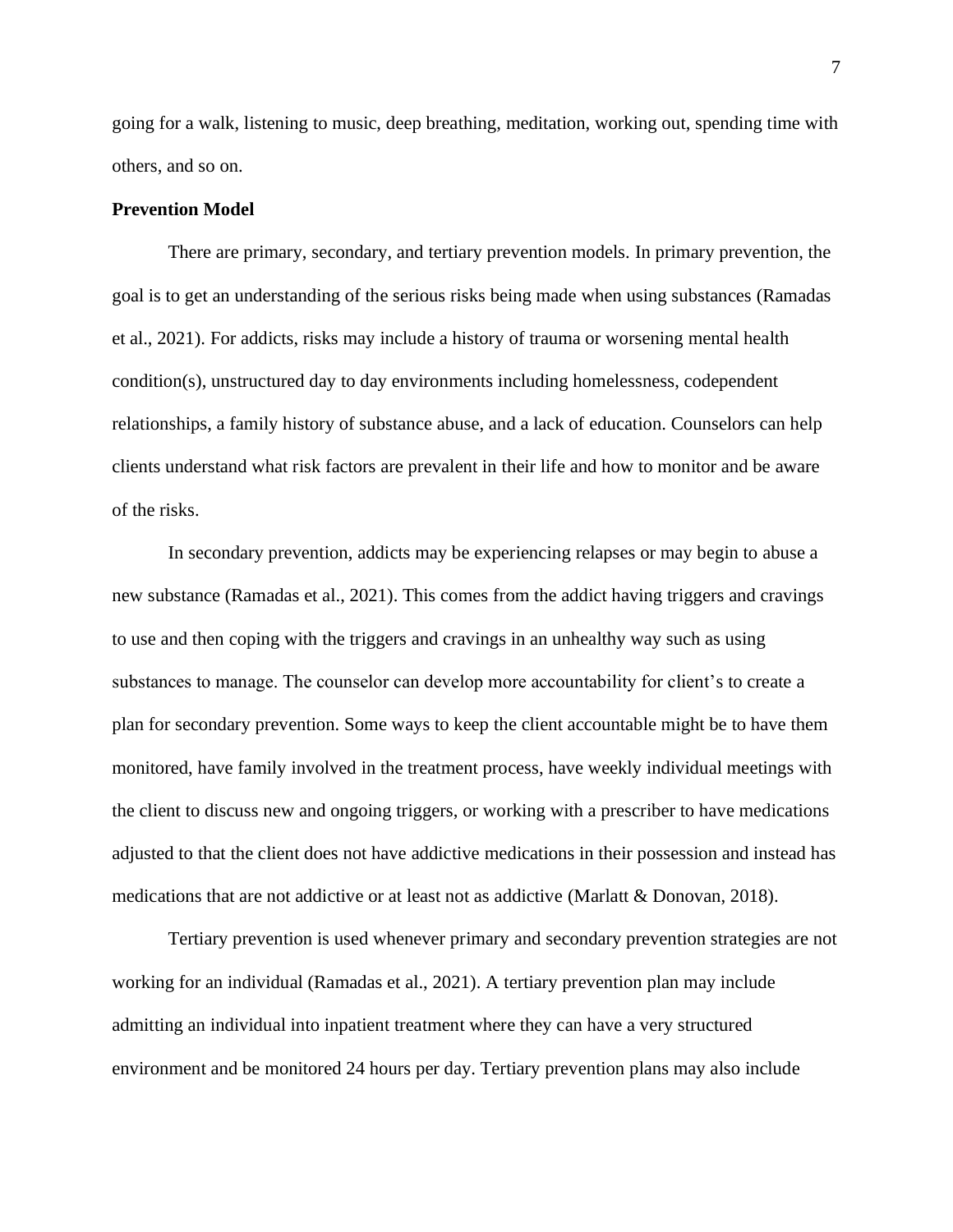going for a walk, listening to music, deep breathing, meditation, working out, spending time with others, and so on.

**Prevention Model**

There are primary, secondary, and tertiary prevention models. In primary prevention, the goal is to get an understanding of the serious risks being made when using substances (Ramadas et al., 2021). For addicts, risks may include a history of trauma or worsening mental health condition(s), unstructured day to day environments including homelessness, codependent relationships, a family history of substance abuse, and a lack of education. Counselors can help clients understand what risk factors are prevalent in their life and how to monitor and be aware of the risks.

In secondary prevention, addicts may be experiencing relapses or may begin to abuse a new substance (Ramadas et al., 2021). This comes from the addict having triggers and cravings to use and then coping with the triggers and cravings in an unhealthy way such as using substances to manage. The counselor can develop more accountability for client's to create a plan for secondary prevention. Some ways to keep the client accountable might be to have them monitored, have family involved in the treatment process, have weekly individual meetings with the client to discuss new and ongoing triggers, or working with a prescriber to have medications adjusted to that the client does not have addictive medications in their possession and instead has medications that are not addictive or at least not as addictive (Marlatt & Donovan, 2018).

Tertiary prevention is used whenever primary and secondary prevention strategies are not working for an individual (Ramadas et al., 2021). A tertiary prevention plan may include admitting an individual into inpatient treatment where they can have a very structured environment and be monitored 24 hours per day. Tertiary prevention plans may also include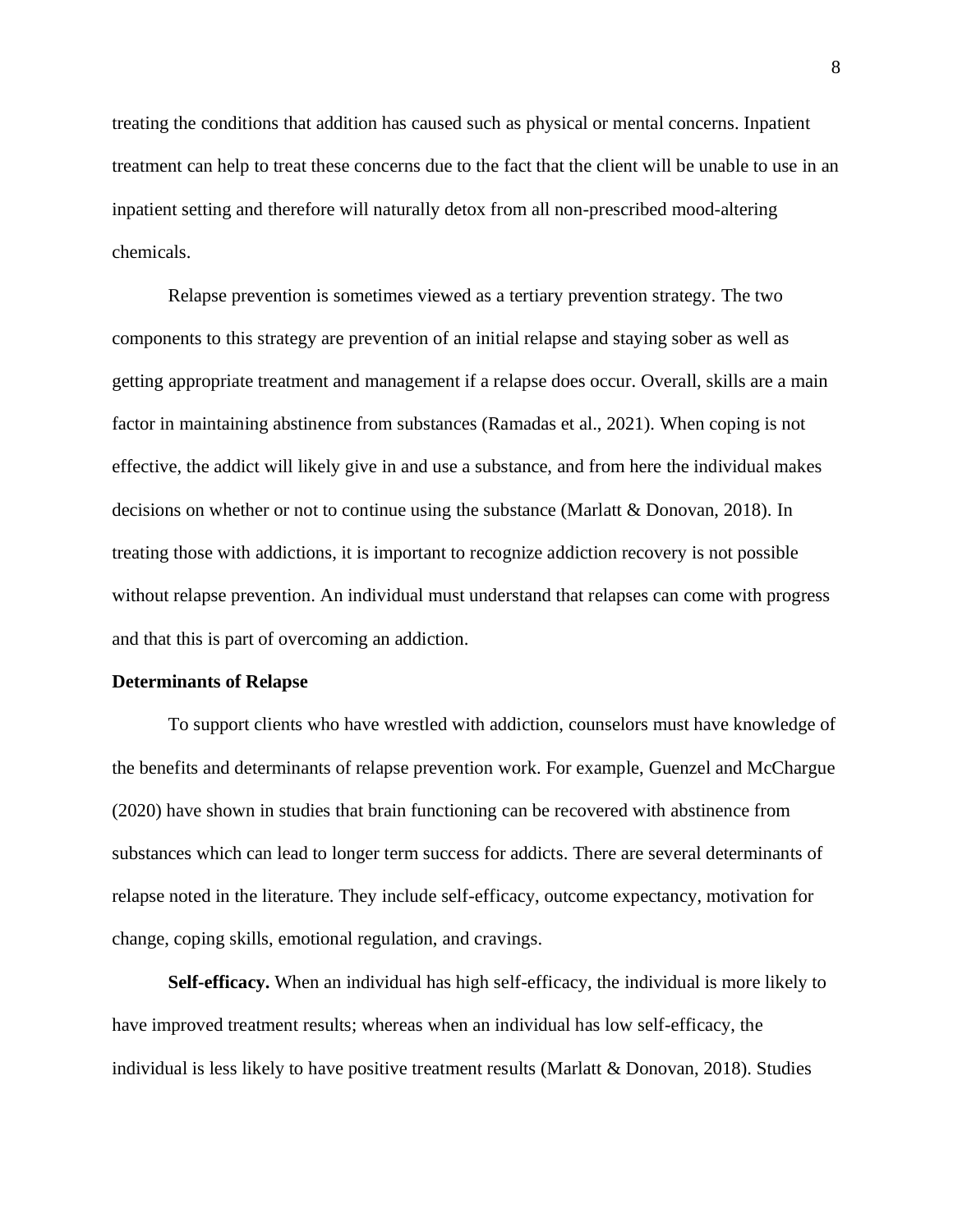treating the conditions that addition has caused such as physical or mental concerns. Inpatient treatment can help to treat these concerns due to the fact that the client will be unable to use in an inpatient setting and therefore will naturally detox from all non-prescribed mood-altering chemicals.

Relapse prevention is sometimes viewed as a tertiary prevention strategy. The two components to this strategy are prevention of an initial relapse and staying sober as well as getting appropriate treatment and management if a relapse does occur. Overall, skills are a main factor in maintaining abstinence from substances (Ramadas et al., 2021). When coping is not effective, the addict will likely give in and use a substance, and from here the individual makes decisions on whether or not to continue using the substance (Marlatt & Donovan, 2018). In treating those with addictions, it is important to recognize addiction recovery is not possible without relapse prevention. An individual must understand that relapses can come with progress and that this is part of overcoming an addiction.

## Determinants of Relapse

To support clients who have wrestled with addiction, counselors must have knowledge of the benefits and determinants of relapse prevention work. For example, Guenzel and McChargue (2020) have shown in studies that brain functioning can be recovered with abstinence from substances which can lead to longer term success for addicts. There are several determinants of relapse noted in the literature. They include self-efficacy, outcome expectancy, motivation for change, coping skills, emotional regulation, and cravings.

**Self-efficacy.** When an individual has high self-efficacy, the individual is more likely to have improved treatment results; whereas when an individual has low self-efficacy, the individual is less likely to have positive treatment results (Marlatt & Donovan, 2018). Studies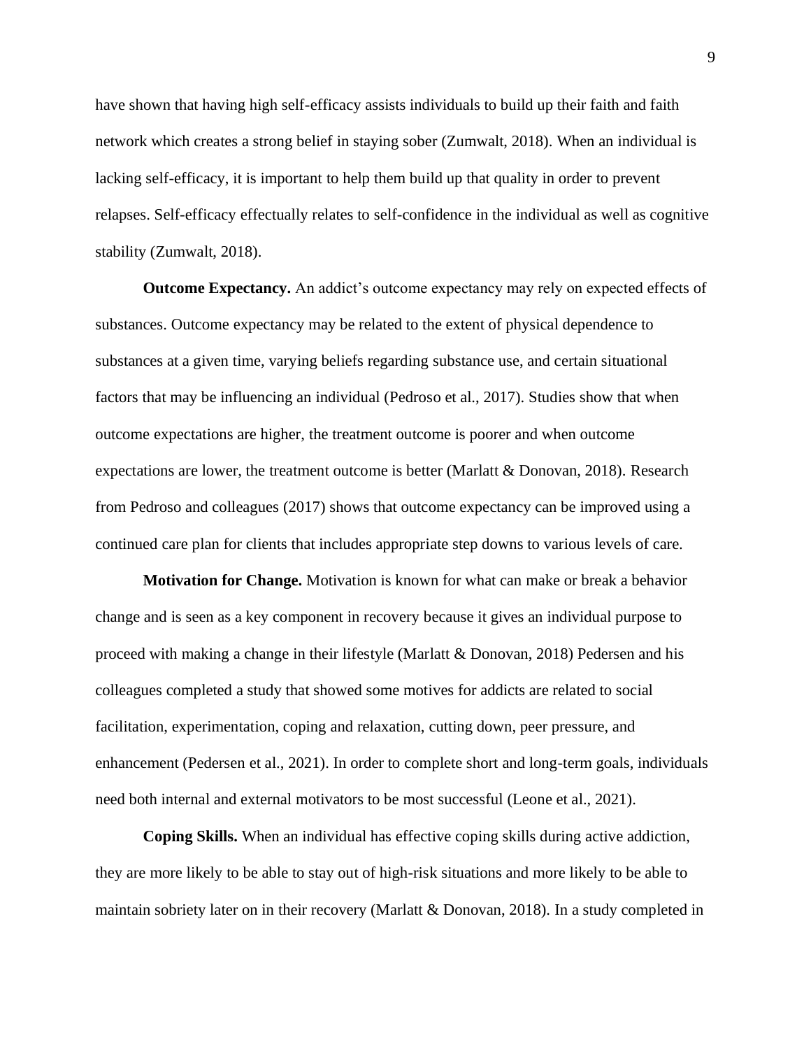have shown that having high self-efficacy assists individuals to build up their faith and faith network which creates a strong belief in staying sober (Zumwalt, 2018). When an individual is lacking self-efficacy, it is important to help them build up that quality in order to prevent relapses. Self-efficacy effectually relates to self-confidence in the individual as well as cognitive stability (Zumwalt, 2018).

**Outcome Expectancy.** An addict's outcome expectancy may rely on expected effects of substances. Outcome expectancy may be related to the extent of physical dependence to substances at a given time, varying beliefs regarding substance use, and certain situational factors that may be influencing an individual (Pedroso et al., 2017). Studies show that when outcome expectations are higher, the treatment outcome is poorer and when outcome expectations are lower, the treatment outcome is better (Marlatt & Donovan, 2018). Research from Pedroso and colleagues (2017) shows that outcome expectancy can be improved using a continued care plan for clients that includes appropriate step downs to various levels of care.

**Motivation for Change.** Motivation is known for what can make or break a behavior change and is seen as a key component in recovery because it gives an individual purpose to proceed with making a change in their lifestyle (Marlatt & Donovan, 2018) Pedersen and his colleagues completed a study that showed some motives for addicts are related to social facilitation, experimentation, coping and relaxation, cutting down, peer pressure, and enhancement (Pedersen et al., 2021). In order to complete short and long-term goals, individuals need both internal and external motivators to be most successful (Leone et al., 2021).

**Coping Skills.** When an individual has effective coping skills during active addiction, they are more likely to be able to stay out of high-risk situations and more likely to be able to maintain sobriety later on in their recovery (Marlatt & Donovan, 2018). In a study completed in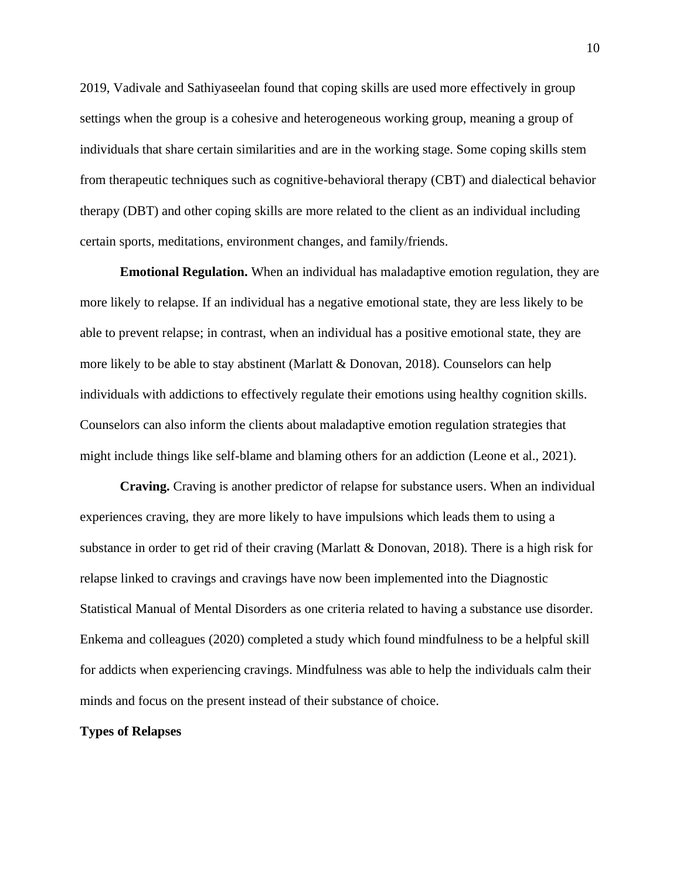2019, Vadivale and Sathiyaseelan found that coping skills are used more effectively in group settings when the group is a cohesive and heterogeneous working group, meaning a group of individuals that share certain similarities and are in the working stage. Some coping skills stem from therapeutic techniques such as cognitive-behavioral therapy (CBT) and dialectical behavior therapy (DBT) and other coping skills are more related to the client as an individual including certain sports, meditations, environment changes, and family/friends.

**Emotional Regulation.** When an individual has maladaptive emotion regulation, they are more likely to relapse. If an individual has a negative emotional state, they are less likely to be able to prevent relapse; in contrast, when an individual has a positive emotional state, they are more likely to be able to stay abstinent (Marlatt & Donovan, 2018). Counselors can help individuals with addictions to effectively regulate their emotions using healthy cognition skills. Counselors can also inform the clients about maladaptive emotion regulation strategies that might include things like self-blame and blaming others for an addiction (Leone et al., 2021).

**Craving.** Craving is another predictor of relapse for substance users. When an individual experiences craving, they are more likely to have impulsions which leads them to using a substance in order to get rid of their craving (Marlatt & Donovan, 2018). There is a high risk for relapse linked to cravings and cravings have now been implemented into the Diagnostic Statistical Manual of Mental Disorders as one criteria related to having a substance use disorder. Enkema and colleagues (2020) completed a study which found mindfulness to be a helpful skill for addicts when experiencing cravings. Mindfulness was able to help the individuals calm their minds and focus on the present instead of their substance of choice.

## Types of Relapses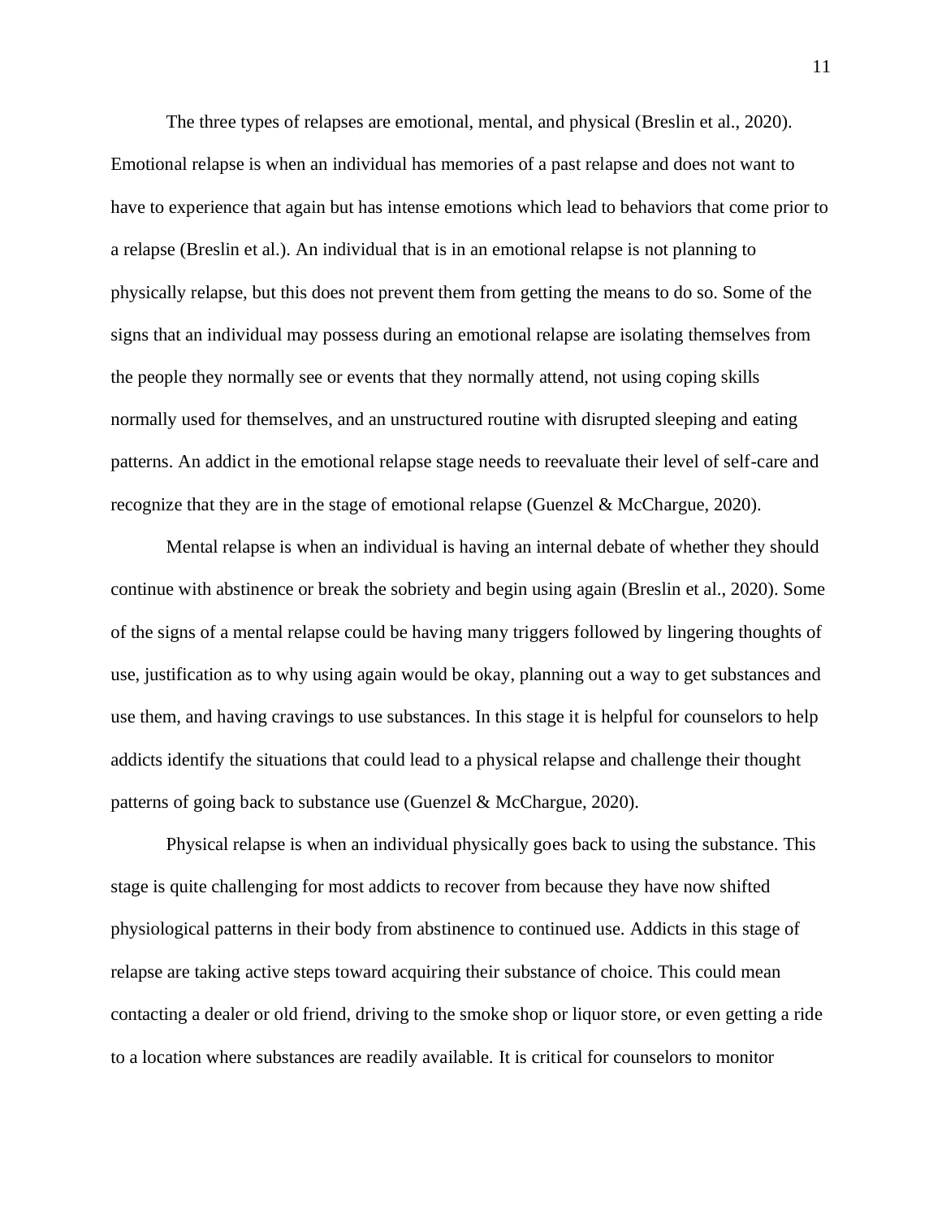The three types of relapses are emotional, mental, and physical (Breslin et al., 2020). Emotional relapse is when an individual has memories of a past relapse and does not want to have to experience that again but has intense emotions which lead to behaviors that come prior to a relapse (Breslin et al.). An individual that is in an emotional relapse is not planning to physically relapse, but this does not prevent them from getting the means to do so. Some of the signs that an individual may possess during an emotional relapse are isolating themselves from the people they normally see or events that they normally attend, not using coping skills normally used for themselves, and an unstructured routine with disrupted sleeping and eating patterns. An addict in the emotional relapse stage needs to reevaluate their level of self-care and recognize that they are in the stage of emotional relapse (Guenzel & McChargue, 2020).

Mental relapse is when an individual is having an internal debate of whether they should continue with abstinence or break the sobriety and begin using again (Breslin et al., 2020). Some of the signs of a mental relapse could be having many triggers followed by lingering thoughts of use, justification as to why using again would be okay, planning out a way to get substances and use them, and having cravings to use substances. In this stage it is helpful for counselors to help addicts identify the situations that could lead to a physical relapse and challenge their thought patterns of going back to substance use (Guenzel & McChargue, 2020).

Physical relapse is when an individual physically goes back to using the substance. This stage is quite challenging for most addicts to recover from because they have now shifted physiological patterns in their body from abstinence to continued use. Addicts in this stage of relapse are taking active steps toward acquiring their substance of choice. This could mean contacting a dealer or old friend, driving to the smoke shop or liquor store, or even getting a ride to a location where substances are readily available. It is critical for counselors to monitor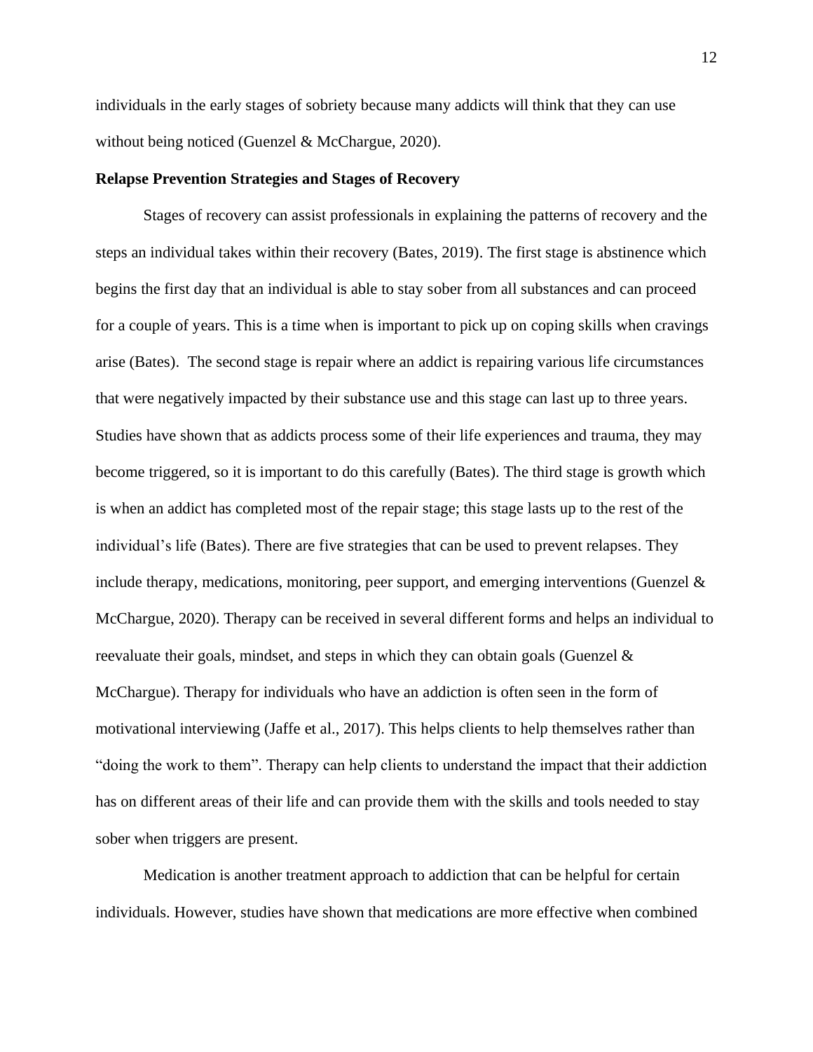individuals in the early stages of sobriety because many addicts will think that they can use without being noticed (Guenzel & McChargue, 2020).

**Relapse Prevention Strategies and Stages of Recovery**

Stages of recovery can assist professionals in explaining the patterns of recovery and the steps an individual takes within their recovery (Bates, 2019). The first stage is abstinence which begins the first day that an individual is able to stay sober from all substances and can proceed for a couple of years. This is a time when is important to pick up on coping skills when cravings arise (Bates). The second stage is repair where an addict is repairing various life circumstances that were negatively impacted by their substance use and this stage can last up to three years. Studies have shown that as addicts process some of their life experiences and trauma, they may become triggered, so it is important to do this carefully (Bates). The third stage is growth which is when an addict has completed most of the repair stage; this stage lasts up to the rest of the individual's life (Bates). There are five strategies that can be used to prevent relapses. They include therapy, medications, monitoring, peer support, and emerging interventions (Guenzel & McChargue, 2020). Therapy can be received in several different forms and helps an individual to reevaluate their goals, mindset, and steps in which they can obtain goals (Guenzel & McChargue). Therapy for individuals who have an addiction is often seen in the form of motivational interviewing (Jaffe et al., 2017). This helps clients to help themselves rather than "doing the work to them". Therapy can help clients to understand the impact that their addiction has on different areas of their life and can provide them with the skills and tools needed to stay sober when triggers are present.

Medication is another treatment approach to addiction that can be helpful for certain individuals. However, studies have shown that medications are more effective when combined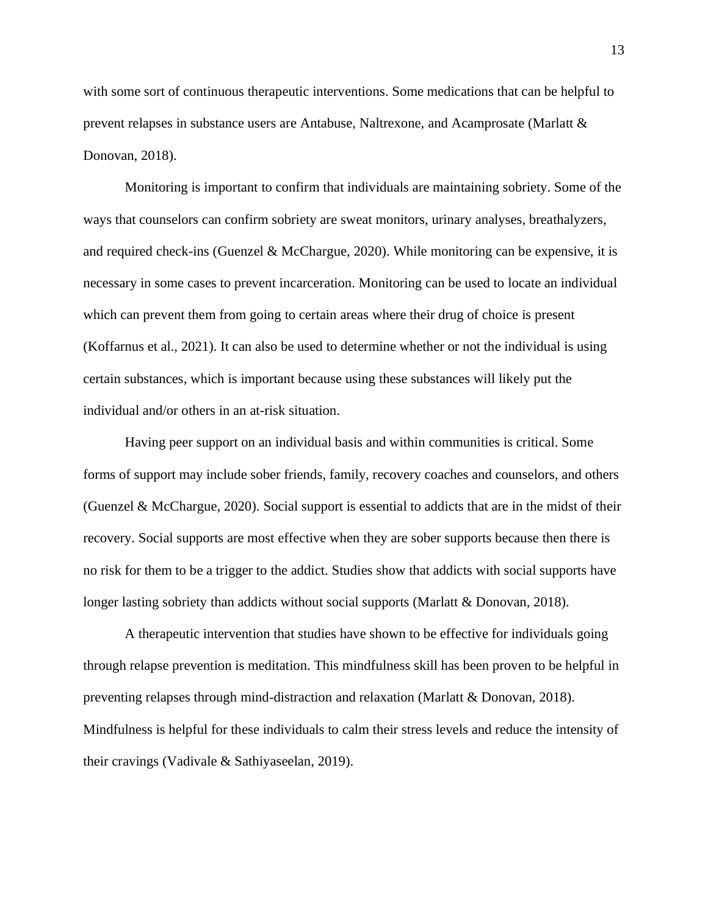with some sort of continuous therapeutic interventions. Some medications that can be helpful to prevent relapses in substance users are Antabuse, Naltrexone, and Acamprosate (Marlatt & Donovan, 2018).

Monitoring is important to confirm that individuals are maintaining sobriety. Some of the ways that counselors can confirm sobriety are sweat monitors, urinary analyses, breathalyzers, and required check-ins (Guenzel & McChargue, 2020). While monitoring can be expensive, it is necessary in some cases to prevent incarceration. Monitoring can be used to locate an individual which can prevent them from going to certain areas where their drug of choice is present (Koffarnus et al., 2021). It can also be used to determine whether or not the individual is using certain substances, which is important because using these substances will likely put the individual and/or others in an at-risk situation.

Having peer support on an individual basis and within communities is critical. Some forms of support may include sober friends, family, recovery coaches and counselors, and others (Guenzel & McChargue, 2020). Social support is essential to addicts that are in the midst of their recovery. Social supports are most effective when they are sober supports because then there is no risk for them to be a trigger to the addict. Studies show that addicts with social supports have longer lasting sobriety than addicts without social supports (Marlatt & Donovan, 2018).

A therapeutic intervention that studies have shown to be effective for individuals going through relapse prevention is meditation. This mindfulness skill has been proven to be helpful in preventing relapses through mind-distraction and relaxation (Marlatt & Donovan, 2018). Mindfulness is helpful for these individuals to calm their stress levels and reduce the intensity of their cravings (Vadivale & Sathiyaseelan, 2019).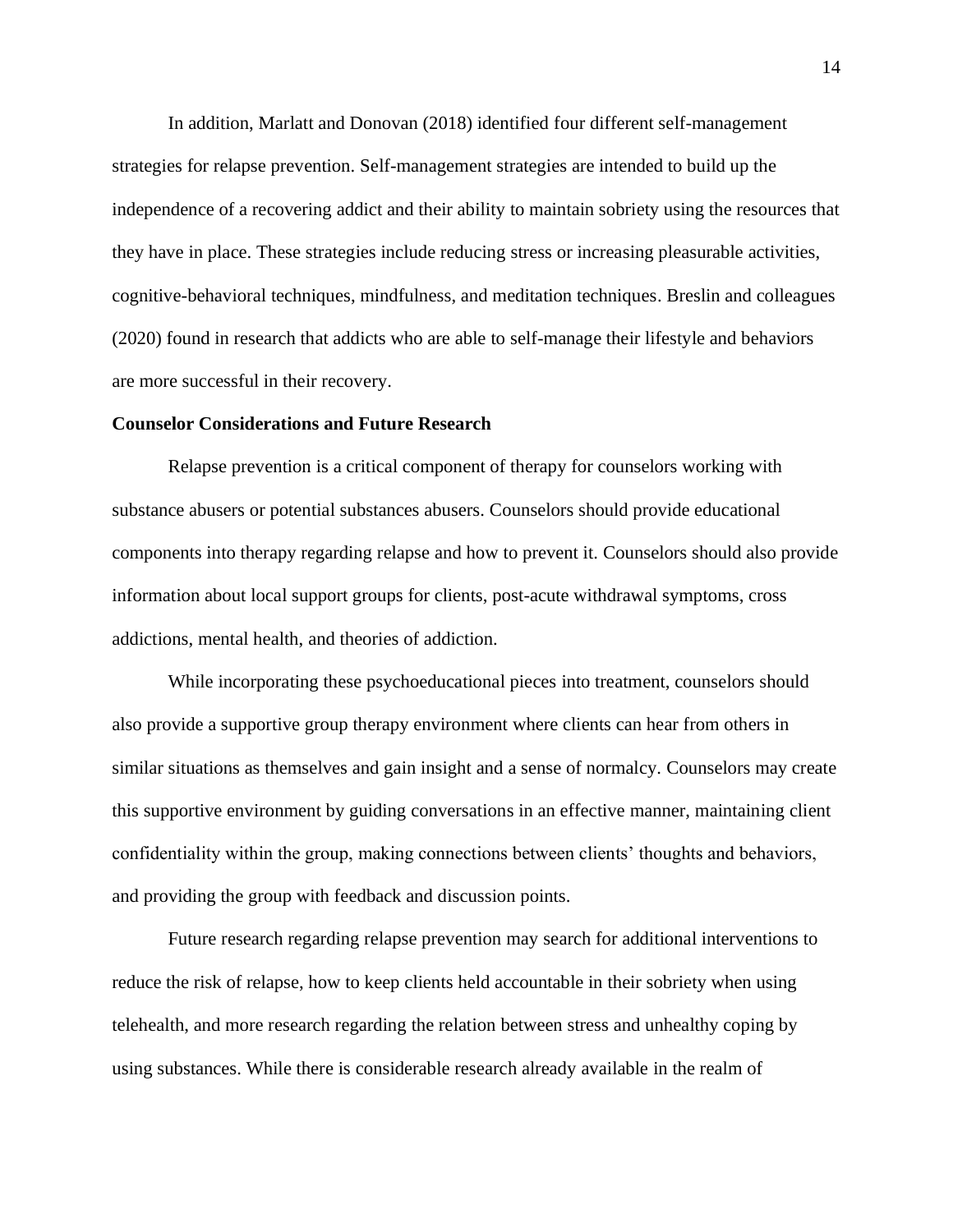In addition, Marlatt and Donovan (2018) identified four different self-management strategies for relapse prevention. Self-management strategies are intended to build up the independence of a recovering addict and their ability to maintain sobriety using the resources that they have in place. These strategies include reducing stress or increasing pleasurable activities, cognitive-behavioral techniques, mindfulness, and meditation techniques. Breslin and colleagues (2020) found in research that addicts who are able to self-manage their lifestyle and behaviors are more successful in their recovery.

**Counselor Considerations and Future Research**

Relapse prevention is a critical component of therapy for counselors working with substance abusers or potential substances abusers. Counselors should provide educational components into therapy regarding relapse and how to prevent it. Counselors should also provide information about local support groups for clients, post-acute withdrawal symptoms, cross addictions, mental health, and theories of addiction.

While incorporating these psychoeducational pieces into treatment, counselors should also provide a supportive group therapy environment where clients can hear from others in similar situations as themselves and gain insight and a sense of normalcy. Counselors may create this supportive environment by guiding conversations in an effective manner, maintaining client confidentiality within the group, making connections between clients' thoughts and behaviors, and providing the group with feedback and discussion points.

Future research regarding relapse prevention may search for additional interventions to reduce the risk of relapse, how to keep clients held accountable in their sobriety when using telehealth, and more research regarding the relation between stress and unhealthy coping by using substances. While there is considerable research already available in the realm of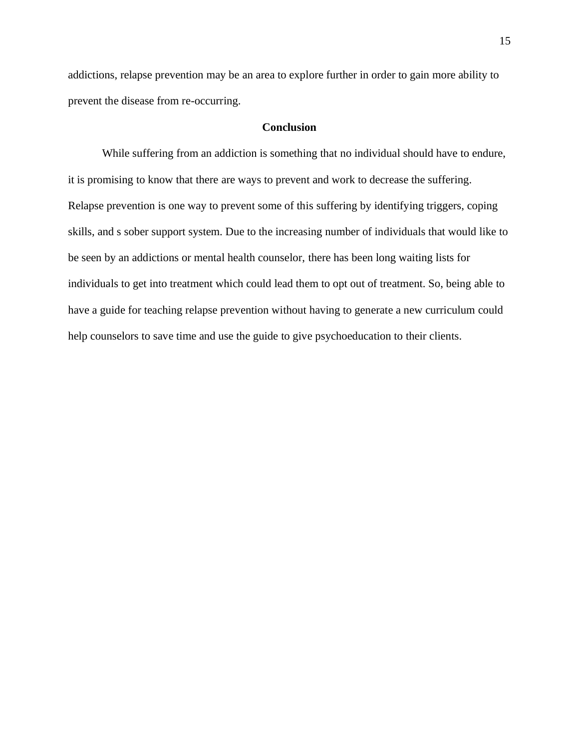addictions, relapse prevention may be an area to explore further in order to gain more ability to prevent the disease from re-occurring.

## Conclusion

While suffering from an addiction is something that no individual should have to endure, it is promising to know that there are ways to prevent and work to decrease the suffering. Relapse prevention is one way to prevent some of this suffering by identifying triggers, coping skills, and s sober support system. Due to the increasing number of individuals that would like to be seen by an addictions or mental health counselor, there has been long waiting lists for individuals to get into treatment which could lead them to opt out of treatment. So, being able to have a guide for teaching relapse prevention without having to generate a new curriculum could help counselors to save time and use the guide to give psychoeducation to their clients.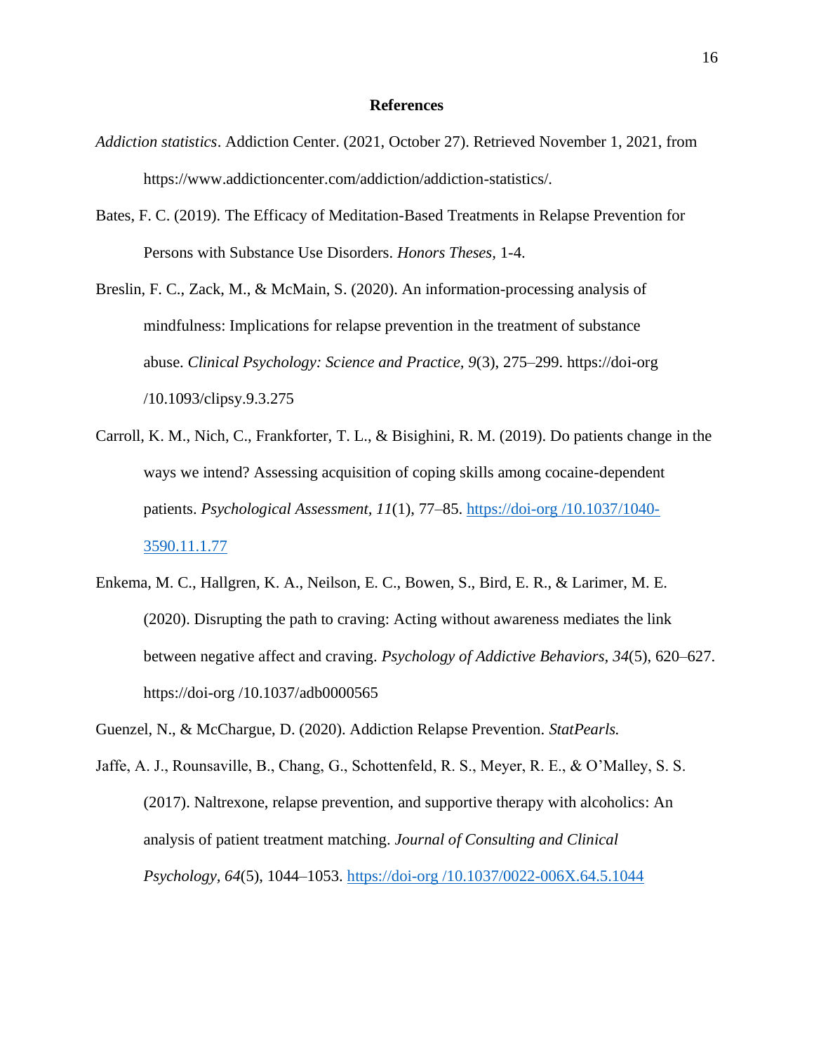# References

*Addiction statistics*. Addiction Center. (2021, October 27). Retrieved November 1, 2021, from https://www.addictioncenter.com/addiction/addiction-statistics/.

Bates, F. C. (2019). The Efficacy of Meditation-Based Treatments in Relapse Prevention for Persons with Substance Use Disorders. *Honors Theses,* 1-4.

Breslin, F. C., Zack, M., & McMain, S. (2020). An information-processing analysis of mindfulness: Implications for relapse prevention in the treatment of substance abuse. *Clinical Psychology: Science and Practice, 9*(3), 275–299. https://doi-org /10.1093/clipsy.9.3.275

Carroll, K. M., Nich, C., Frankforter, T. L., & Bisighini, R. M. (2019). Do patients change in the ways we intend? Assessing acquisition of coping skills among cocaine-dependent patients. *Psychological Assessment, 11*(1), 77–85. https://doi-org /10.1037/1040-3590.11.1.77

Enkema, M. C., Hallgren, K. A., Neilson, E. C., Bowen, S., Bird, E. R., & Larimer, M. E. (2020). Disrupting the path to craving: Acting without awareness mediates the link between negative affect and craving. *Psychology of Addictive Behaviors, 34*(5), 620–627. https://doi-org /10.1037/adb0000565

Guenzel, N., & McChargue, D. (2020). Addiction Relapse Prevention. *StatPearls.*

Jaffe, A. J., Rounsaville, B., Chang, G., Schottenfeld, R. S., Meyer, R. E., & O'Malley, S. S. (2017). Naltrexone, relapse prevention, and supportive therapy with alcoholics: An analysis of patient treatment matching. *Journal of Consulting and Clinical Psychology, 64*(5), 1044–1053. https://doi-org /10.1037/0022-006X.64.5.1044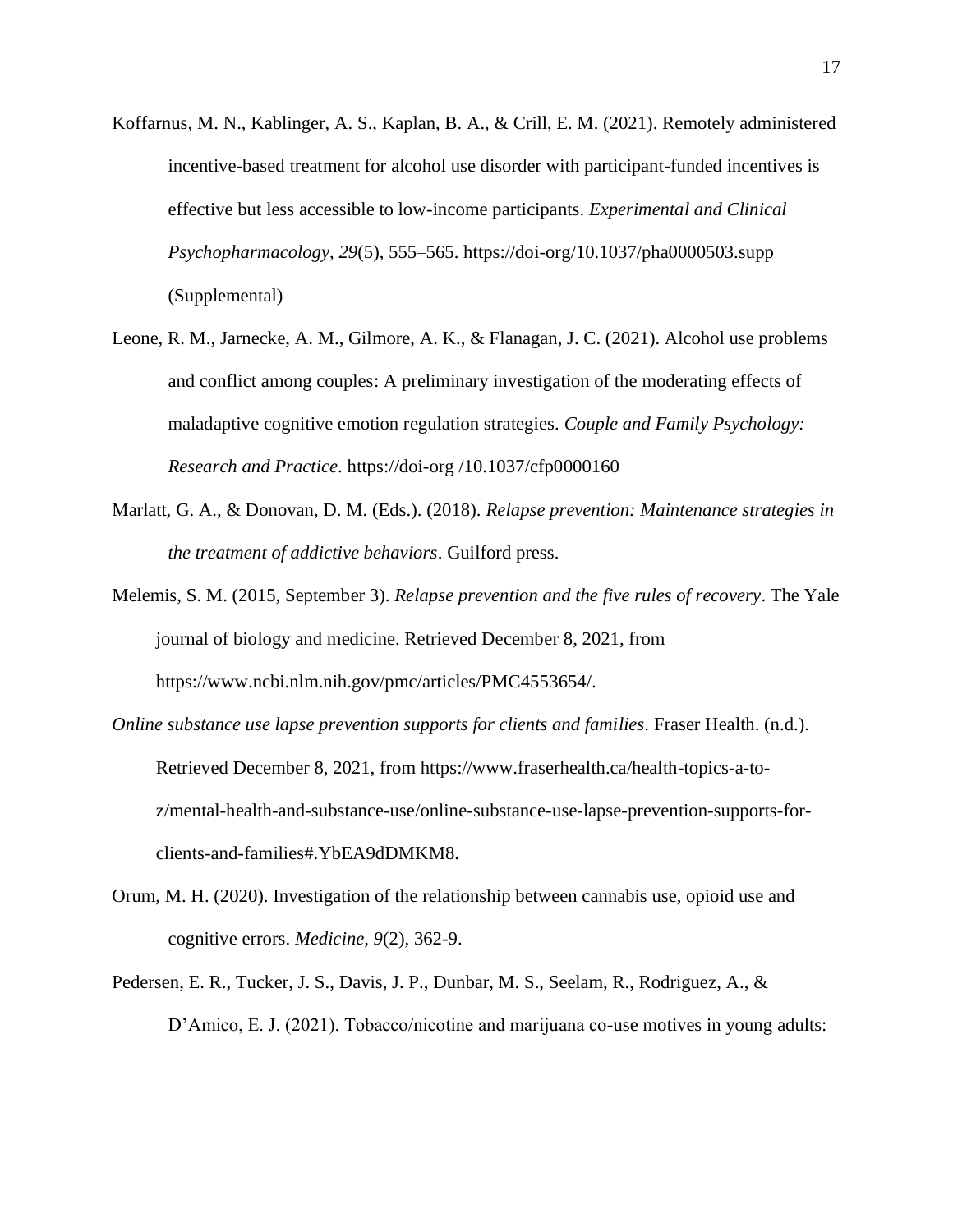Koffarnus, M. N., Kablinger, A. S., Kaplan, B. A., & Crill, E. M. (2021). Remotely administered incentive-based treatment for alcohol use disorder with participant-funded incentives is effective but less accessible to low-income participants. *Experimental and Clinical Psychopharmacology, 29*(5), 555–565. https://doi-org/10.1037/pha0000503.supp (Supplemental)

Leone, R. M., Jarnecke, A. M., Gilmore, A. K., & Flanagan, J. C. (2021). Alcohol use problems and conflict among couples: A preliminary investigation of the moderating effects of maladaptive cognitive emotion regulation strategies. *Couple and Family Psychology: Research and Practice*. https://doi-org /10.1037/cfp0000160

Marlatt, G. A., & Donovan, D. M. (Eds.). (2018). *Relapse prevention: Maintenance strategies in the treatment of addictive behaviors*. Guilford press.

Melemis, S. M. (2015, September 3). *Relapse prevention and the five rules of recovery*. The Yale journal of biology and medicine. Retrieved December 8, 2021, from https://www.ncbi.nlm.nih.gov/pmc/articles/PMC4553654/.

*Online substance use lapse prevention supports for clients and families*. Fraser Health. (n.d.). Retrieved December 8, 2021, from https://www.fraserhealth.ca/health-topics-a-to-z/mental-health-and-substance-use/online-substance-use-lapse-prevention-supports-for-clients-and-families#.YbEA9dDMKM8.

Orum, M. H. (2020). Investigation of the relationship between cannabis use, opioid use and cognitive errors. *Medicine, 9*(2), 362-9.

Pedersen, E. R., Tucker, J. S., Davis, J. P., Dunbar, M. S., Seelam, R., Rodriguez, A., & D'Amico, E. J. (2021). Tobacco/nicotine and marijuana co-use motives in young adults: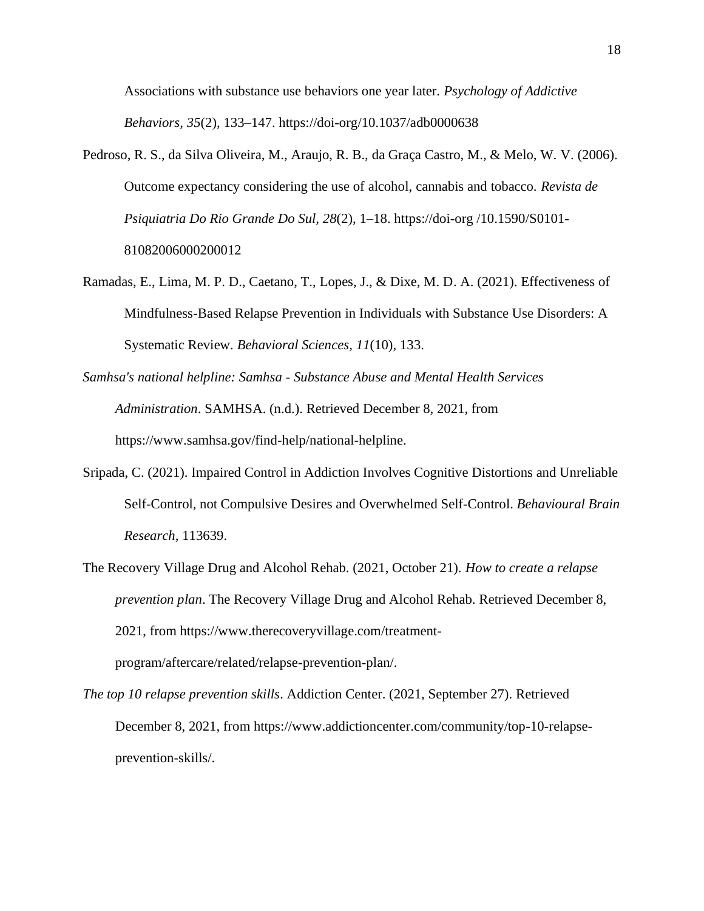Associations with substance use behaviors one year later. *Psychology of Addictive Behaviors*, *35*(2), 133–147. https://doi-org/10.1037/adb0000638

Pedroso, R. S., da Silva Oliveira, M., Araujo, R. B., da Graça Castro, M., & Melo, W. V. (2006). Outcome expectancy considering the use of alcohol, cannabis and tobacco. *Revista de Psiquiatria Do Rio Grande Do Sul*, *28*(2), 1–18. https://doi-org /10.1590/S0101-81082006000200012

Ramadas, E., Lima, M. P. D., Caetano, T., Lopes, J., & Dixe, M. D. A. (2021). Effectiveness of Mindfulness-Based Relapse Prevention in Individuals with Substance Use Disorders: A Systematic Review. *Behavioral Sciences*, *11*(10), 133.

*Samhsa's national helpline: Samhsa - Substance Abuse and Mental Health Services Administration*. SAMHSA. (n.d.). Retrieved December 8, 2021, from https://www.samhsa.gov/find-help/national-helpline.

Sripada, C. (2021). Impaired Control in Addiction Involves Cognitive Distortions and Unreliable Self-Control, not Compulsive Desires and Overwhelmed Self-Control. *Behavioural Brain Research*, 113639.

The Recovery Village Drug and Alcohol Rehab. (2021, October 21). *How to create a relapse prevention plan*. The Recovery Village Drug and Alcohol Rehab. Retrieved December 8, 2021, from https://www.therecoveryvillage.com/treatment-program/aftercare/related/relapse-prevention-plan/.

*The top 10 relapse prevention skills*. Addiction Center. (2021, September 27). Retrieved December 8, 2021, from https://www.addictioncenter.com/community/top-10-relapse-prevention-skills/.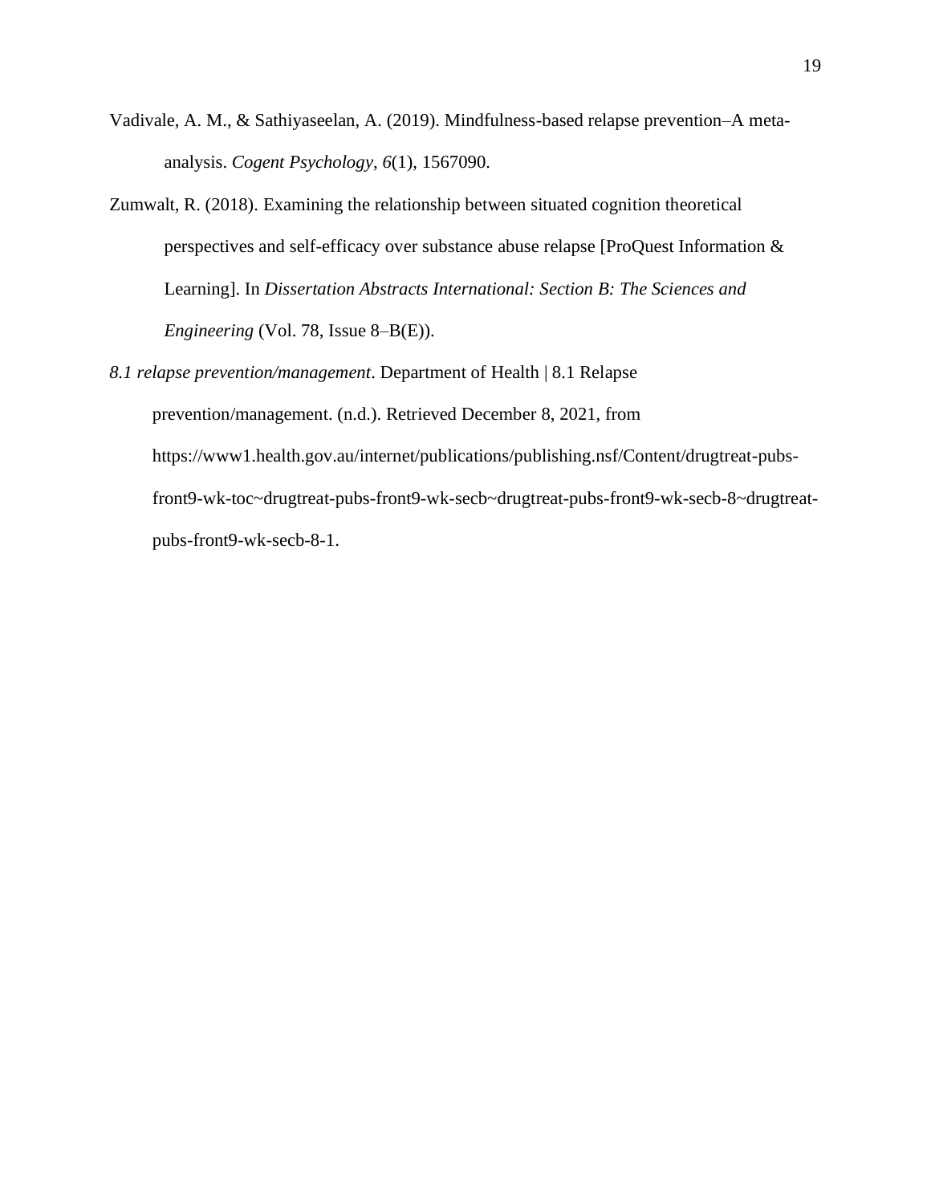Vadivale, A. M., & Sathiyaseelan, A. (2019). Mindfulness-based relapse prevention–A meta-analysis. *Cogent Psychology, 6*(1), 1567090.

Zumwalt, R. (2018). Examining the relationship between situated cognition theoretical perspectives and self-efficacy over substance abuse relapse [ProQuest Information & Learning]. In *Dissertation Abstracts International: Section B: The Sciences and Engineering* (Vol. 78, Issue 8–B(E)).

*8.1 relapse prevention/management*. Department of Health | 8.1 Relapse prevention/management. (n.d.). Retrieved December 8, 2021, from https://www1.health.gov.au/internet/publications/publishing.nsf/Content/drugtreat-pubs-front9-wk-toc~drugtreat-pubs-front9-wk-secb~drugtreat-pubs-front9-wk-secb-8~drugtreat-pubs-front9-wk-secb-8-1.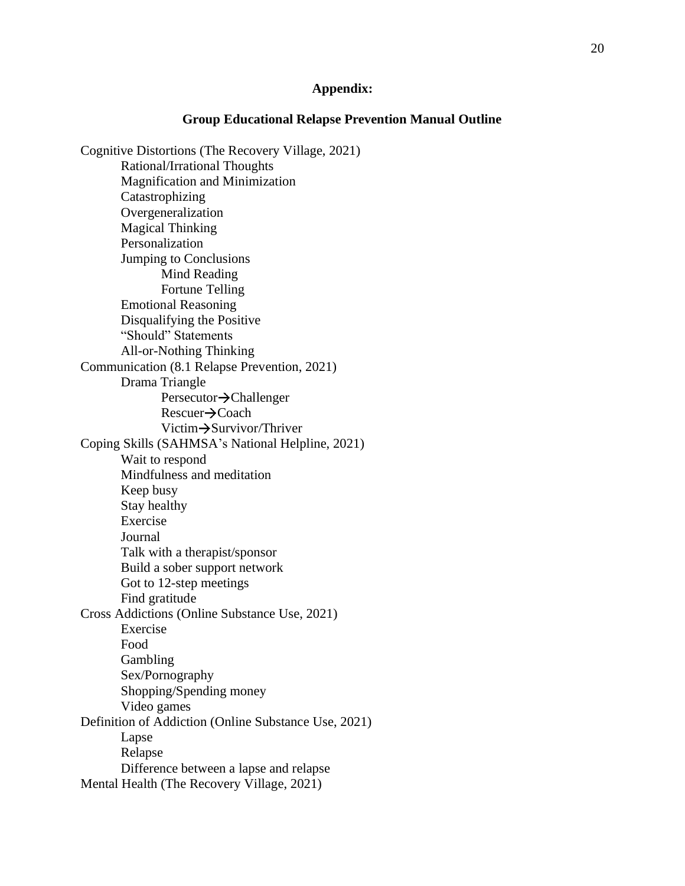**Appendix:**

**Group Educational Relapse Prevention Manual Outline**

- Cognitive Distortions (The Recovery Village, 2021)
    - Rational/Irrational Thoughts
    - Magnification and Minimization
    - Catastrophizing
    - Overgeneralization
    - Magical Thinking
    - Personalization
    - Jumping to Conclusions
        - Mind Reading
        - Fortune Telling
    - Emotional Reasoning
    - Disqualifying the Positive
    - "Should" Statements
    - All-or-Nothing Thinking
- Communication (8.1 Relapse Prevention, 2021)
    - Drama Triangle
        - Persecutor→Challenger
        - Rescuer→Coach
        - Victim→Survivor/Thriver
- Coping Skills (SAHMSA's National Helpline, 2021)
    - Wait to respond
    - Mindfulness and meditation
    - Keep busy
    - Stay healthy
    - Exercise
    - Journal
    - Talk with a therapist/sponsor
    - Build a sober support network
    - Got to 12-step meetings
    - Find gratitude
- Cross Addictions (Online Substance Use, 2021)
    - Exercise
    - Food
    - Gambling
    - Sex/Pornography
    - Shopping/Spending money
    - Video games
- Definition of Addiction (Online Substance Use, 2021)
    - Lapse
    - Relapse
    - Difference between a lapse and relapse
- Mental Health (The Recovery Village, 2021)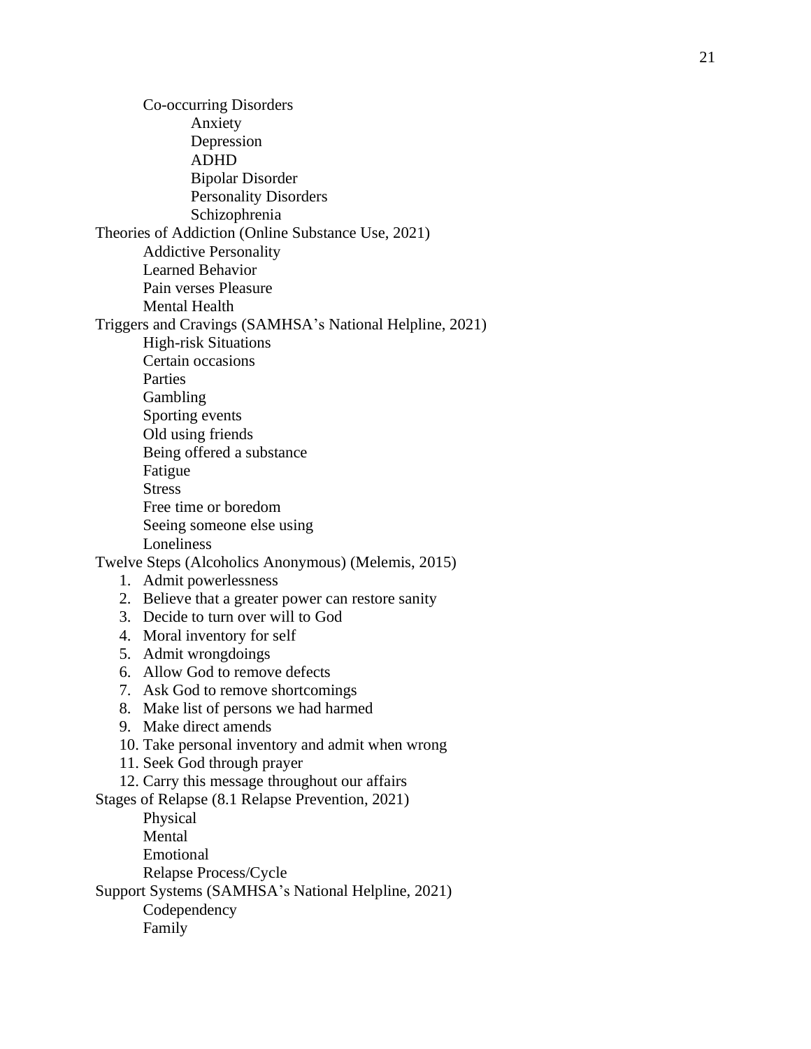- Co-occurring Disorders
    - Anxiety
    - Depression
    - ADHD
    - Bipolar Disorder
    - Personality Disorders
    - Schizophrenia

Theories of Addiction (Online Substance Use, 2021)

- Addictive Personality
- Learned Behavior
- Pain verses Pleasure
- Mental Health

Triggers and Cravings (SAMHSA's National Helpline, 2021)

- High-risk Situations
- Certain occasions
- Parties
- Gambling
- Sporting events
- Old using friends
- Being offered a substance
- Fatigue
- Stress
- Free time or boredom
- Seeing someone else using
- Loneliness

Twelve Steps (Alcoholics Anonymous) (Melemis, 2015)

1. Admit powerlessness
2. Believe that a greater power can restore sanity
3. Decide to turn over will to God
4. Moral inventory for self
5. Admit wrongdoings
6. Allow God to remove defects
7. Ask God to remove shortcomings
8. Make list of persons we had harmed
9. Make direct amends
10. Take personal inventory and admit when wrong
11. Seek God through prayer
12. Carry this message throughout our affairs

Stages of Relapse (8.1 Relapse Prevention, 2021)

- Physical
- Mental
- Emotional
- Relapse Process/Cycle

Support Systems (SAMHSA's National Helpline, 2021)

- Codependency
- Family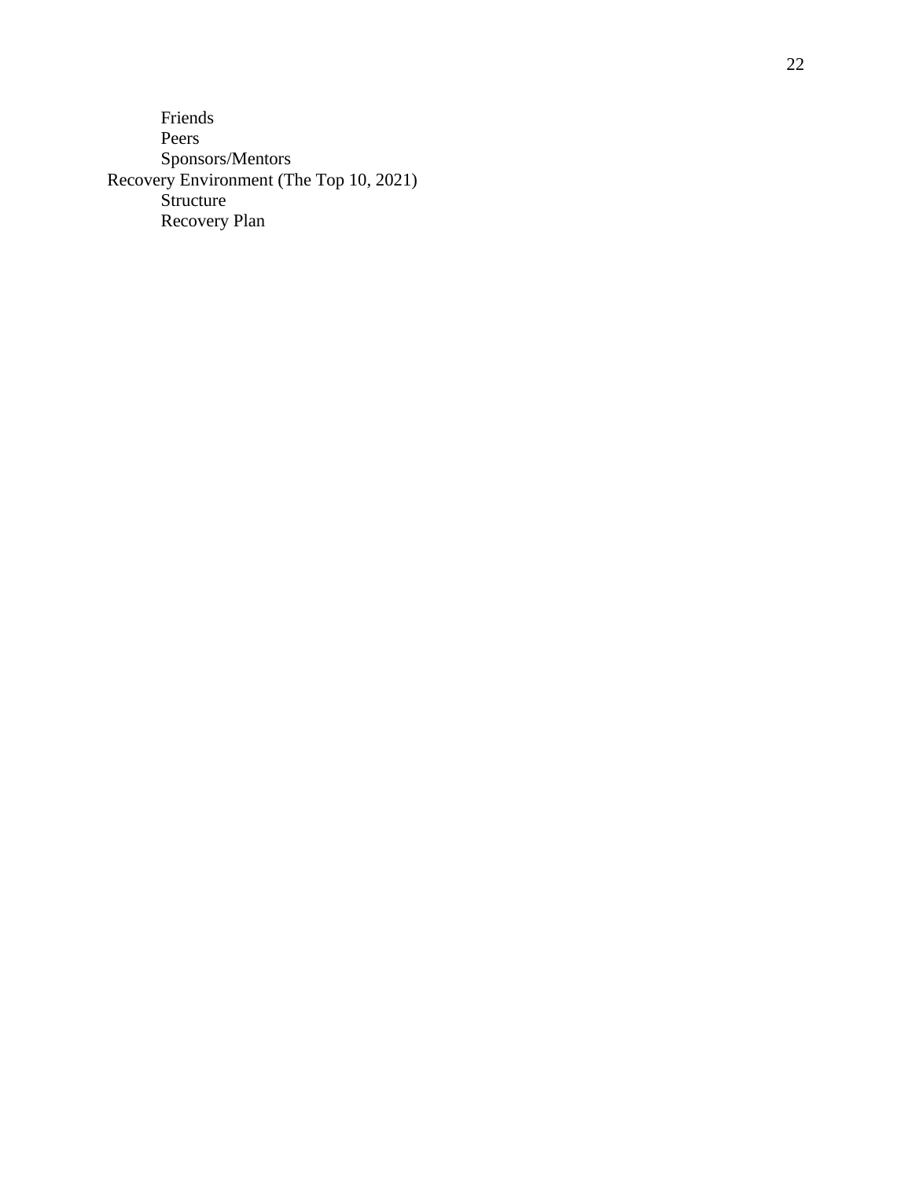- Friends
- Peers
- Sponsors/Mentors

Recovery Environment (The Top 10, 2021)

- Structure
- Recovery Plan